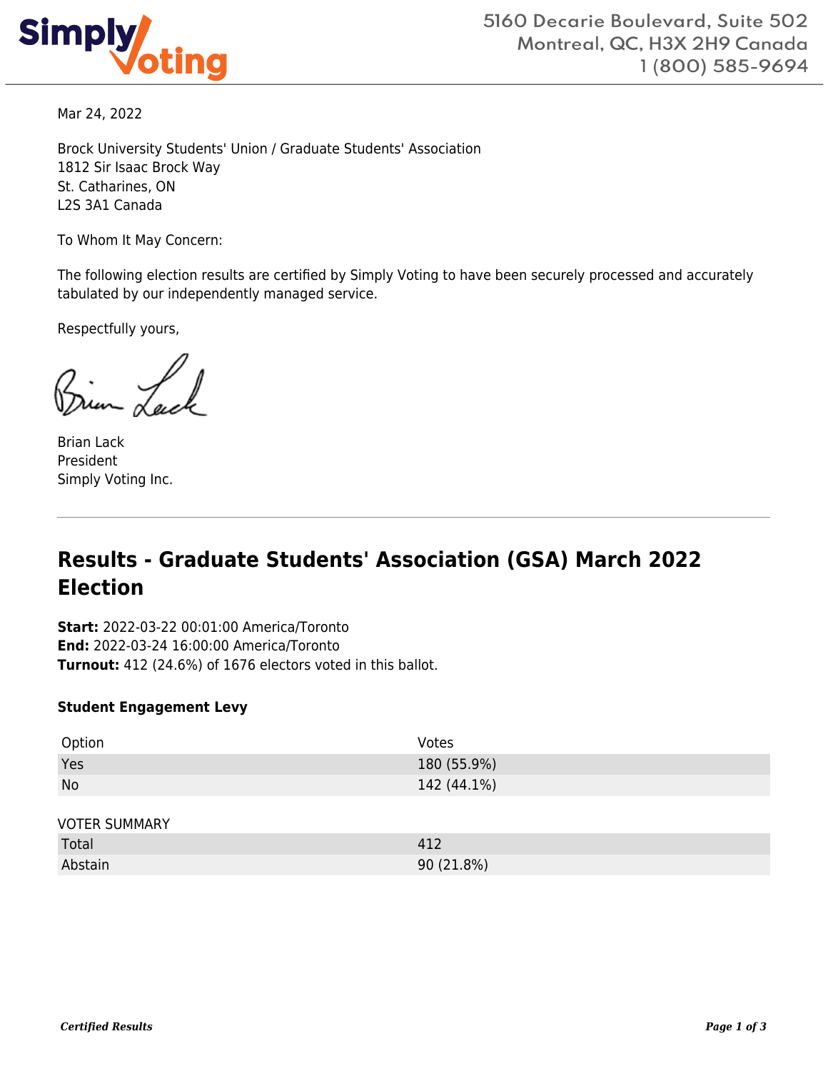Simply Voting

5160 Decarie Boulevard, Suite 502
Montreal, QC, H3X 2H9 Canada
1 (800) 585-9694

Mar 24, 2022

Brock University Students' Union / Graduate Students' Association
1812 Sir Isaac Brock Way
St. Catharines, ON
L2S 3A1 Canada

To Whom It May Concern:

The following election results are certified by Simply Voting to have been securely processed and accurately tabulated by our independently managed service.

Respectfully yours,

Brian Lack
President
Simply Voting Inc.

---

## Results - Graduate Students' Association (GSA) March 2022 Election

**Start:** 2022-03-22 00:01:00 America/Toronto
**End:** 2022-03-24 16:00:00 America/Toronto
**Turnout:** 412 (24.6%) of 1676 electors voted in this ballot.

### Student Engagement Levy

| Option | Votes |
| --- | --- |
| Yes | 180 (55.9%) |
| No | 142 (44.1%) |

| VOTER SUMMARY | |
| --- | --- |
| Total | 412 |
| Abstain | 90 (21.8%) |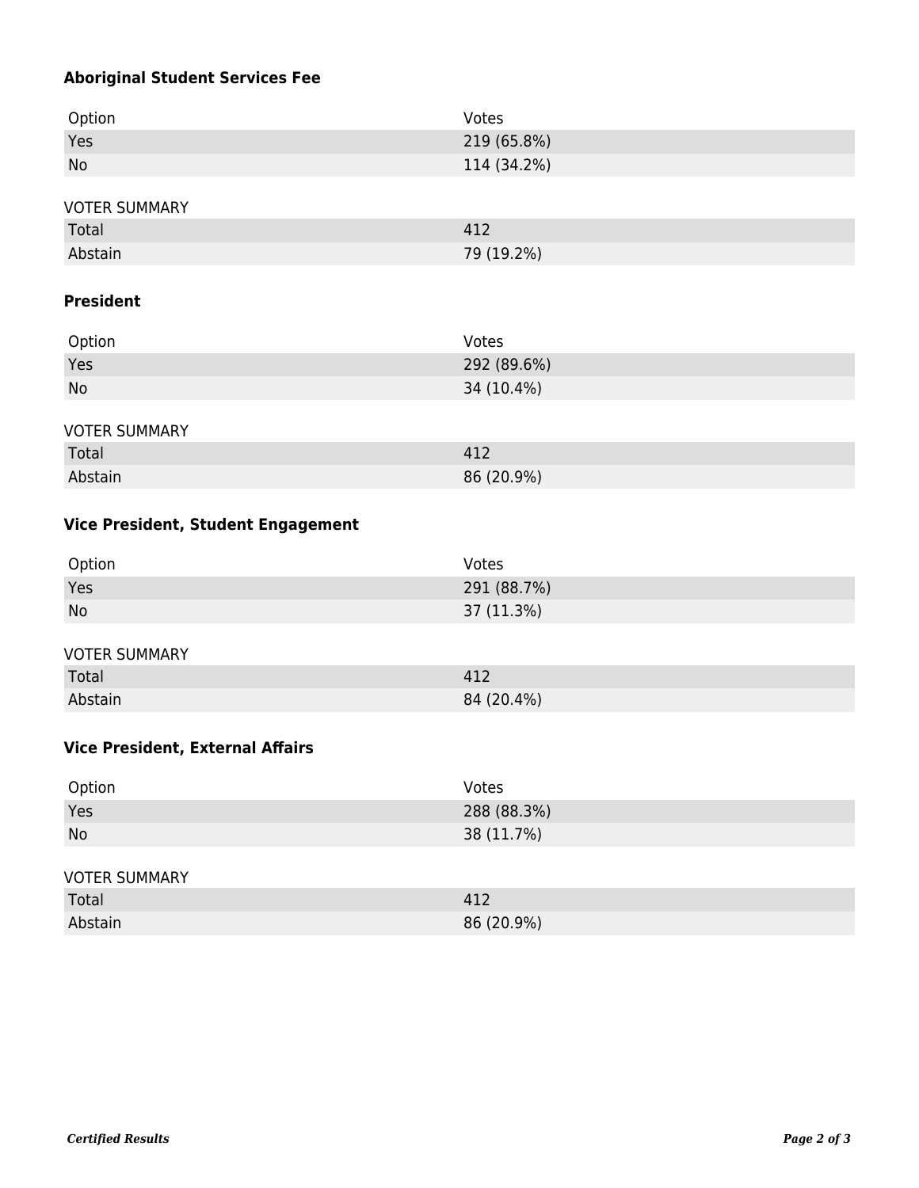### Aboriginal Student Services Fee

| Option | Votes |
| --- | --- |
| Yes | 219 (65.8%) |
| No | 114 (34.2%) |

| VOTER SUMMARY | |
| --- | --- |
| Total | 412 |
| Abstain | 79 (19.2%) |

### President

| Option | Votes |
| --- | --- |
| Yes | 292 (89.6%) |
| No | 34 (10.4%) |

| VOTER SUMMARY | |
| --- | --- |
| Total | 412 |
| Abstain | 86 (20.9%) |

### Vice President, Student Engagement

| Option | Votes |
| --- | --- |
| Yes | 291 (88.7%) |
| No | 37 (11.3%) |

| VOTER SUMMARY | |
| --- | --- |
| Total | 412 |
| Abstain | 84 (20.4%) |

### Vice President, External Affairs

| Option | Votes |
| --- | --- |
| Yes | 288 (88.3%) |
| No | 38 (11.7%) |

| VOTER SUMMARY | |
| --- | --- |
| Total | 412 |
| Abstain | 86 (20.9%) |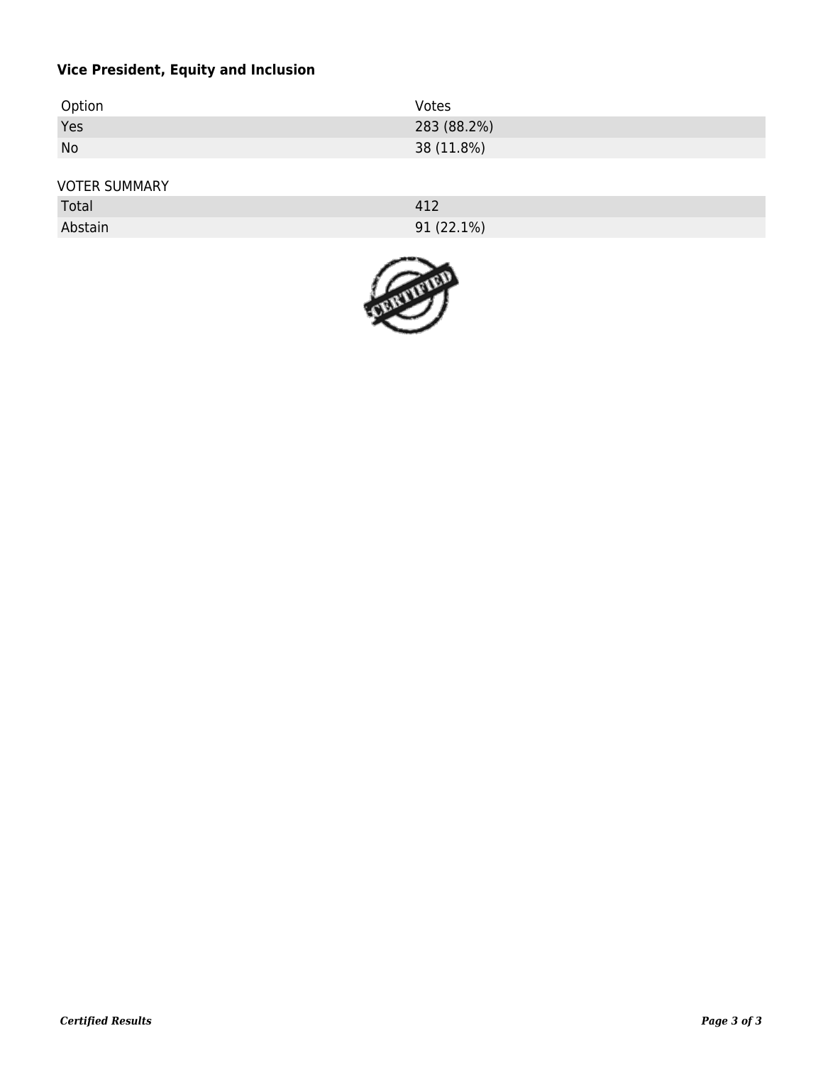**Vice President, Equity and Inclusion**

| Option | Votes |
| --- | --- |
| Yes | 283 (88.2%) |
| No | 38 (11.8%) |

VOTER SUMMARY

| | |
| --- | --- |
| Total | 412 |
| Abstain | 91 (22.1%) |

*Certified Results*